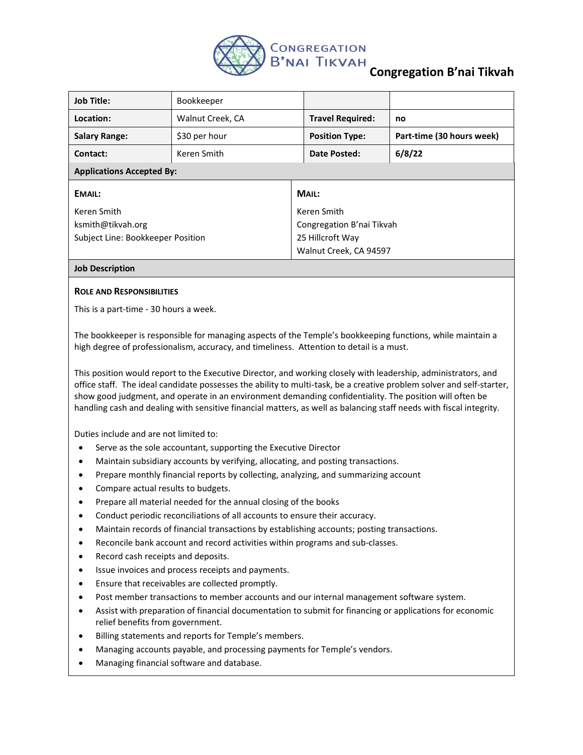# Congregation B'nai Tikvah

| Job Title: | Bookkeeper | | |
|---|---|---|---|
| Location: | Walnut Creek, CA | Travel Required: | no |
| Salary Range: | $30 per hour | Position Type: | Part-time (30 hours week) |
| Contact: | Keren Smith | Date Posted: | 6/8/22 |

**Applications Accepted By:**

| EMAIL: | MAIL: |
|---|---|
| Keren Smith<br>ksmith@tikvah.org<br>Subject Line: Bookkeeper Position | Keren Smith<br>Congregation B'nai Tikvah<br>25 Hillcroft Way<br>Walnut Creek, CA 94597 |

**Job Description**

### ROLE AND RESPONSIBILITIES

This is a part-time - 30 hours a week.

The bookkeeper is responsible for managing aspects of the Temple's bookkeeping functions, while maintain a high degree of professionalism, accuracy, and timeliness. Attention to detail is a must.

This position would report to the Executive Director, and working closely with leadership, administrators, and office staff. The ideal candidate possesses the ability to multi-task, be a creative problem solver and self-starter, show good judgment, and operate in an environment demanding confidentiality. The position will often be handling cash and dealing with sensitive financial matters, as well as balancing staff needs with fiscal integrity.

Duties include and are not limited to:

- Serve as the sole accountant, supporting the Executive Director
- Maintain subsidiary accounts by verifying, allocating, and posting transactions.
- Prepare monthly financial reports by collecting, analyzing, and summarizing account
- Compare actual results to budgets.
- Prepare all material needed for the annual closing of the books
- Conduct periodic reconciliations of all accounts to ensure their accuracy.
- Maintain records of financial transactions by establishing accounts; posting transactions.
- Reconcile bank account and record activities within programs and sub-classes.
- Record cash receipts and deposits.
- Issue invoices and process receipts and payments.
- Ensure that receivables are collected promptly.
- Post member transactions to member accounts and our internal management software system.
- Assist with preparation of financial documentation to submit for financing or applications for economic relief benefits from government.
- Billing statements and reports for Temple's members.
- Managing accounts payable, and processing payments for Temple's vendors.
- Managing financial software and database.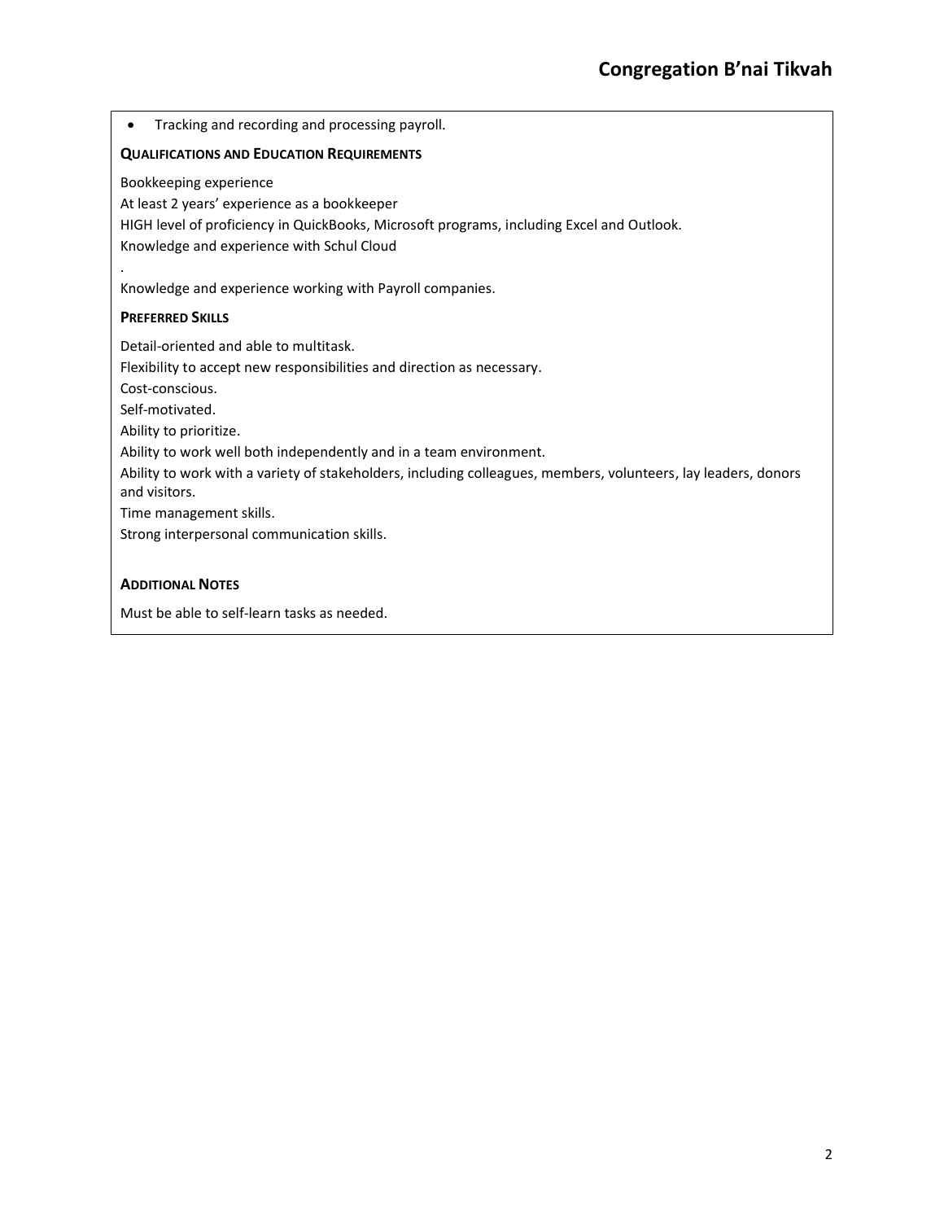- Tracking and recording and processing payroll.

**Qualifications and Education Requirements**

Bookkeeping experience

At least 2 years' experience as a bookkeeper

HIGH level of proficiency in QuickBooks, Microsoft programs, including Excel and Outlook.

Knowledge and experience with Schul Cloud

.

Knowledge and experience working with Payroll companies.

**Preferred Skills**

Detail-oriented and able to multitask.

Flexibility to accept new responsibilities and direction as necessary.

Cost-conscious.

Self-motivated.

Ability to prioritize.

Ability to work well both independently and in a team environment.

Ability to work with a variety of stakeholders, including colleagues, members, volunteers, lay leaders, donors and visitors.

Time management skills.

Strong interpersonal communication skills.

**Additional Notes**

Must be able to self-learn tasks as needed.